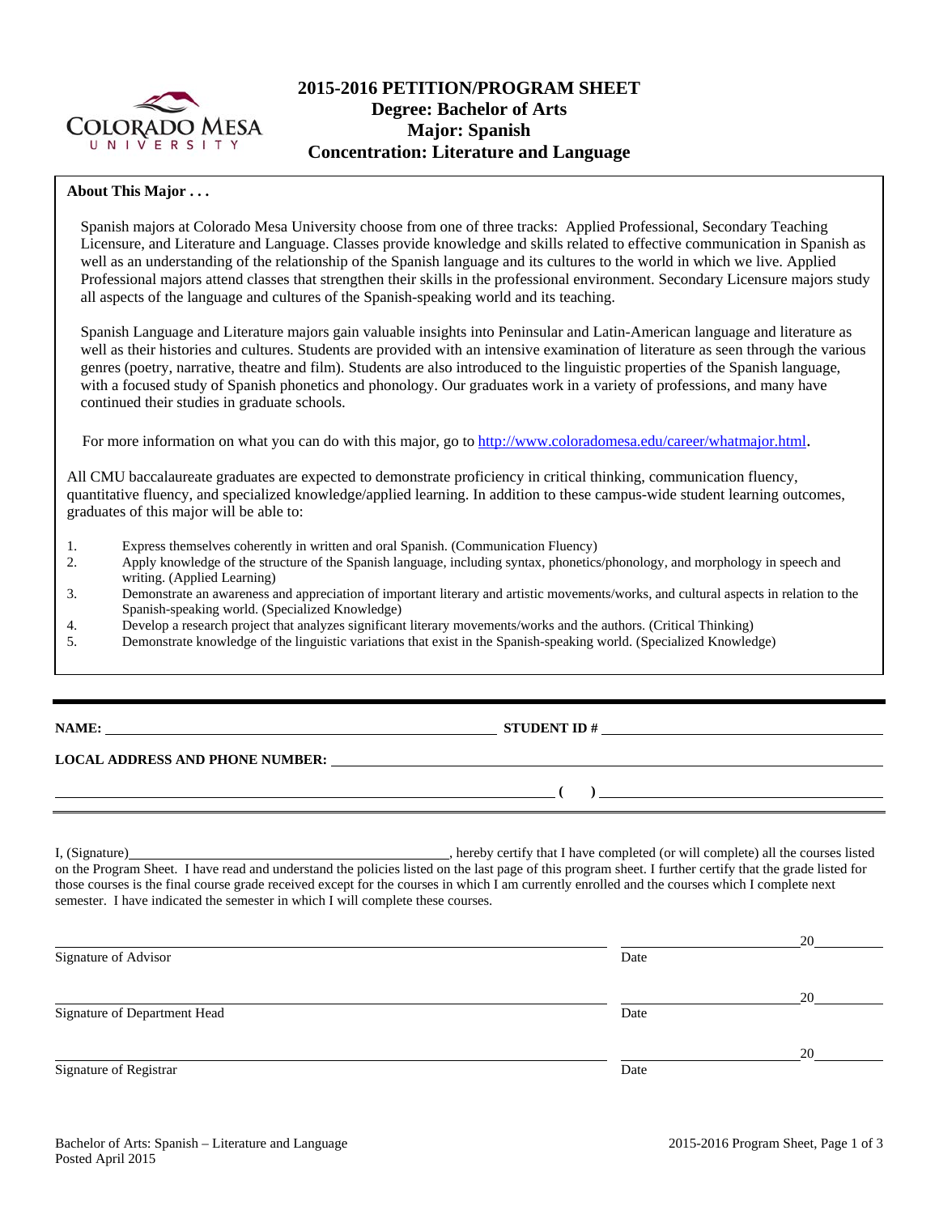# 2015-2016 PETITION/PROGRAM SHEET
## Degree: Bachelor of Arts
## Major: Spanish
## Concentration: Literature and Language

**About This Major . . .**

Spanish majors at Colorado Mesa University choose from one of three tracks: Applied Professional, Secondary Teaching Licensure, and Literature and Language. Classes provide knowledge and skills related to effective communication in Spanish as well as an understanding of the relationship of the Spanish language and its cultures to the world in which we live. Applied Professional majors attend classes that strengthen their skills in the professional environment. Secondary Licensure majors study all aspects of the language and cultures of the Spanish-speaking world and its teaching.

Spanish Language and Literature majors gain valuable insights into Peninsular and Latin-American language and literature as well as their histories and cultures. Students are provided with an intensive examination of literature as seen through the various genres (poetry, narrative, theatre and film). Students are also introduced to the linguistic properties of the Spanish language, with a focused study of Spanish phonetics and phonology. Our graduates work in a variety of professions, and many have continued their studies in graduate schools.

For more information on what you can do with this major, go to http://www.coloradomesa.edu/career/whatmajor.html.

All CMU baccalaureate graduates are expected to demonstrate proficiency in critical thinking, communication fluency, quantitative fluency, and specialized knowledge/applied learning. In addition to these campus-wide student learning outcomes, graduates of this major will be able to:

1. Express themselves coherently in written and oral Spanish. (Communication Fluency)
2. Apply knowledge of the structure of the Spanish language, including syntax, phonetics/phonology, and morphology in speech and writing. (Applied Learning)
3. Demonstrate an awareness and appreciation of important literary and artistic movements/works, and cultural aspects in relation to the Spanish-speaking world. (Specialized Knowledge)
4. Develop a research project that analyzes significant literary movements/works and the authors. (Critical Thinking)
5. Demonstrate knowledge of the linguistic variations that exist in the Spanish-speaking world. (Specialized Knowledge)

---

**NAME:** ______________________________ **STUDENT ID #** ______________________________

**LOCAL ADDRESS AND PHONE NUMBER:** ______________________________

______________________________ **( )** ______________________________

I, (Signature)______________________________, hereby certify that I have completed (or will complete) all the courses listed on the Program Sheet. I have read and understand the policies listed on the last page of this program sheet. I further certify that the grade listed for those courses is the final course grade received except for the courses in which I am currently enrolled and the courses which I complete next semester. I have indicated the semester in which I will complete these courses.

______________________________ ______________20______
Signature of Advisor Date

______________________________ ______________20______
Signature of Department Head Date

______________________________ ______________20______
Signature of Registrar Date

Bachelor of Arts: Spanish – Literature and Language
Posted April 2015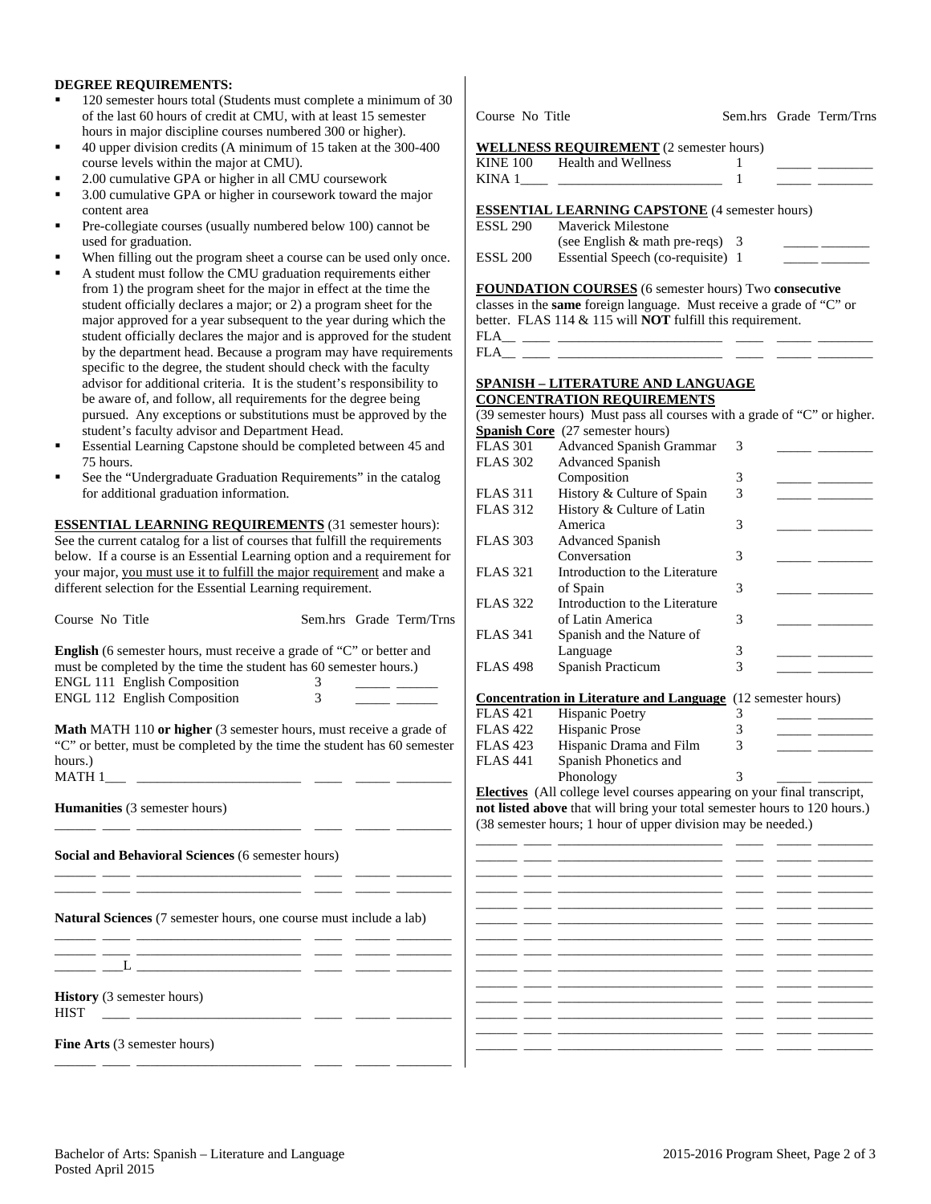**DEGREE REQUIREMENTS:**

- 120 semester hours total (Students must complete a minimum of 30 of the last 60 hours of credit at CMU, with at least 15 semester hours in major discipline courses numbered 300 or higher).
- 40 upper division credits (A minimum of 15 taken at the 300-400 course levels within the major at CMU).
- 2.00 cumulative GPA or higher in all CMU coursework
- 3.00 cumulative GPA or higher in coursework toward the major content area
- Pre-collegiate courses (usually numbered below 100) cannot be used for graduation.
- When filling out the program sheet a course can be used only once.
- A student must follow the CMU graduation requirements either from 1) the program sheet for the major in effect at the time the student officially declares a major; or 2) a program sheet for the major approved for a year subsequent to the year during which the student officially declares the major and is approved for the student by the department head. Because a program may have requirements specific to the degree, the student should check with the faculty advisor for additional criteria. It is the student's responsibility to be aware of, and follow, all requirements for the degree being pursued. Any exceptions or substitutions must be approved by the student's faculty advisor and Department Head.
- Essential Learning Capstone should be completed between 45 and 75 hours.
- See the "Undergraduate Graduation Requirements" in the catalog for additional graduation information.

<u>**ESSENTIAL LEARNING REQUIREMENTS**</u> (31 semester hours): See the current catalog for a list of courses that fulfill the requirements below. If a course is an Essential Learning option and a requirement for your major, <u>you must use it to fulfill the major requirement</u> and make a different selection for the Essential Learning requirement.

| Course No | Title | Sem.hrs | Grade | Term/Trns |
|---|---|---|---|---|

**English** (6 semester hours, must receive a grade of "C" or better and must be completed by the time the student has 60 semester hours.)

| Course No | Title | Sem.hrs | Grade | Term/Trns |
|---|---|---|---|---|
| ENGL 111 | English Composition | 3 | _____ | ______ |
| ENGL 112 | English Composition | 3 | _____ | ______ |

**Math** MATH 110 **or higher** (3 semester hours, must receive a grade of "C" or better, must be completed by the time the student has 60 semester hours.)

| Course No | Title | Sem.hrs | Grade | Term/Trns |
|---|---|---|---|---|
| MATH 1___ | ________________________ | ____ | _____ | ________ |

**Humanities** (3 semester hours)

| Course No | Title | Sem.hrs | Grade | Term/Trns |
|---|---|---|---|---|
| ______ ____ | ________________________ | ____ | _____ | ________ |

**Social and Behavioral Sciences** (6 semester hours)

| Course No | Title | Sem.hrs | Grade | Term/Trns |
|---|---|---|---|---|
| ______ ____ | ________________________ | ____ | _____ | ________ |
| ______ ____ | ________________________ | ____ | _____ | ________ |

**Natural Sciences** (7 semester hours, one course must include a lab)

| Course No | Title | Sem.hrs | Grade | Term/Trns |
|---|---|---|---|---|
| ______ ____ | ________________________ | ____ | _____ | ________ |
| ______ ____ | ________________________ | ____ | _____ | ________ |
| ______ ___L | ________________________ | ____ | _____ | ________ |

**History** (3 semester hours)

| Course No | Title | Sem.hrs | Grade | Term/Trns |
|---|---|---|---|---|
| HIST ____ | ________________________ | ____ | _____ | ________ |

**Fine Arts** (3 semester hours)

| Course No | Title | Sem.hrs | Grade | Term/Trns |
|---|---|---|---|---|
| ______ ____ | ________________________ | ____ | _____ | ________ |

<u>**WELLNESS REQUIREMENT**</u> (2 semester hours)

| Course No | Title | Sem.hrs | Grade | Term/Trns |
|---|---|---|---|---|
| KINE 100 | Health and Wellness | 1 | _____ | ________ |
| KINA 1____ | ________________________ | 1 | _____ | ________ |

<u>**ESSENTIAL LEARNING CAPSTONE**</u> (4 semester hours)

| Course No | Title | Sem.hrs | Grade | Term/Trns |
|---|---|---|---|---|
| ESSL 290 | Maverick Milestone (see English & math pre-reqs) | 3 | _____ | _______ |
| ESSL 200 | Essential Speech (co-requisite) | 1 | _____ | _______ |

<u>**FOUNDATION COURSES**</u> (6 semester hours) Two **consecutive** classes in the **same** foreign language. Must receive a grade of "C" or better. FLAS 114 & 115 will **NOT** fulfill this requirement.

| Course No | Title | Sem.hrs | Grade | Term/Trns |
|---|---|---|---|---|
| FLA__ ____ | ________________________ | ____ | _____ | ________ |
| FLA__ ____ | ________________________ | ____ | _____ | ________ |

<u>**SPANISH – LITERATURE AND LANGUAGE CONCENTRATION REQUIREMENTS**</u>

(39 semester hours) Must pass all courses with a grade of "C" or higher.

<u>**Spanish Core**</u> (27 semester hours)

| Course No | Title | Sem.hrs | Grade | Term/Trns |
|---|---|---|---|---|
| FLAS 301 | Advanced Spanish Grammar | 3 | _____ | ________ |
| FLAS 302 | Advanced Spanish Composition | 3 | _____ | ________ |
| FLAS 311 | History & Culture of Spain | 3 | _____ | ________ |
| FLAS 312 | History & Culture of Latin America | 3 | _____ | ________ |
| FLAS 303 | Advanced Spanish Conversation | 3 | _____ | ________ |
| FLAS 321 | Introduction to the Literature of Spain | 3 | _____ | ________ |
| FLAS 322 | Introduction to the Literature of Latin America | 3 | _____ | ________ |
| FLAS 341 | Spanish and the Nature of Language | 3 | _____ | ________ |
| FLAS 498 | Spanish Practicum | 3 | _____ | ________ |

<u>**Concentration in Literature and Language**</u> (12 semester hours)

| Course No | Title | Sem.hrs | Grade | Term/Trns |
|---|---|---|---|---|
| FLAS 421 | Hispanic Poetry | 3 | _____ | ________ |
| FLAS 422 | Hispanic Prose | 3 | _____ | ________ |
| FLAS 423 | Hispanic Drama and Film | 3 | _____ | ________ |
| FLAS 441 | Spanish Phonetics and Phonology | 3 | _____ | ________ |

<u>**Electives**</u> (All college level courses appearing on your final transcript, **not listed above** that will bring your total semester hours to 120 hours.) (38 semester hours; 1 hour of upper division may be needed.)

| Course No | Title | Sem.hrs | Grade | Term/Trns |
|---|---|---|---|---|
| ______ ____ | ________________________ | ____ | _____ | ________ |
| ______ ____ | ________________________ | ____ | _____ | ________ |
| ______ ____ | ________________________ | ____ | _____ | ________ |
| ______ ____ | ________________________ | ____ | _____ | ________ |
| ______ ____ | ________________________ | ____ | _____ | ________ |
| ______ ____ | ________________________ | ____ | _____ | ________ |
| ______ ____ | ________________________ | ____ | _____ | ________ |
| ______ ____ | ________________________ | ____ | _____ | ________ |
| ______ ____ | ________________________ | ____ | _____ | ________ |
| ______ ____ | ________________________ | ____ | _____ | ________ |
| ______ ____ | ________________________ | ____ | _____ | ________ |
| ______ ____ | ________________________ | ____ | _____ | ________ |
| ______ ____ | ________________________ | ____ | _____ | ________ |
| ______ ____ | ________________________ | ____ | _____ | ________ |

Bachelor of Arts: Spanish – Literature and Language
Posted April 2015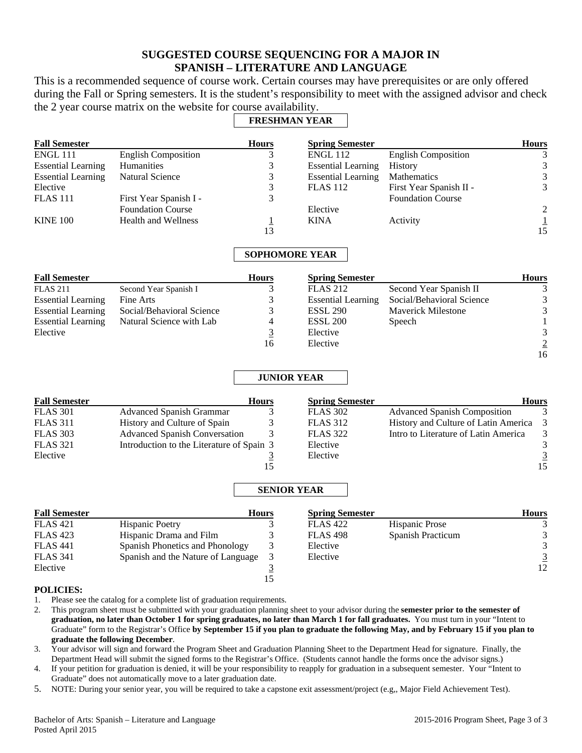# SUGGESTED COURSE SEQUENCING FOR A MAJOR IN SPANISH – LITERATURE AND LANGUAGE

This is a recommended sequence of course work. Certain courses may have prerequisites or are only offered during the Fall or Spring semesters. It is the student's responsibility to meet with the assigned advisor and check the 2 year course matrix on the website for course availability.

## FRESHMAN YEAR

| Fall Semester | | Hours | Spring Semester | | Hours |
|---|---|---|---|---|---|
| ENGL 111 | English Composition | 3 | ENGL 112 | English Composition | 3 |
| Essential Learning | Humanities | 3 | Essential Learning | History | 3 |
| Essential Learning | Natural Science | 3 | Essential Learning | Mathematics | 3 |
| Elective | | 3 | FLAS 112 | First Year Spanish II - Foundation Course | 3 |
| FLAS 111 | First Year Spanish I - Foundation Course | 3 | Elective | | 2 |
| KINE 100 | Health and Wellness | 1 | KINA | Activity | 1 |
| | | 13 | | | 15 |

## SOPHOMORE YEAR

| Fall Semester | | Hours | Spring Semester | | Hours |
|---|---|---|---|---|---|
| FLAS 211 | Second Year Spanish I | 3 | FLAS 212 | Second Year Spanish II | 3 |
| Essential Learning | Fine Arts | 3 | Essential Learning | Social/Behavioral Science | 3 |
| Essential Learning | Social/Behavioral Science | 3 | ESSL 290 | Maverick Milestone | 3 |
| Essential Learning | Natural Science with Lab | 4 | ESSL 200 | Speech | 1 |
| Elective | | 3 | Elective | | 3 |
| | | 16 | Elective | | 2 |
| | | | | | 16 |

## JUNIOR YEAR

| Fall Semester | | Hours | Spring Semester | | Hours |
|---|---|---|---|---|---|
| FLAS 301 | Advanced Spanish Grammar | 3 | FLAS 302 | Advanced Spanish Composition | 3 |
| FLAS 311 | History and Culture of Spain | 3 | FLAS 312 | History and Culture of Latin America | 3 |
| FLAS 303 | Advanced Spanish Conversation | 3 | FLAS 322 | Intro to Literature of Latin America | 3 |
| FLAS 321 | Introduction to the Literature of Spain | 3 | Elective | | 3 |
| Elective | | 3 | Elective | | 3 |
| | | 15 | | | 15 |

## SENIOR YEAR

| Fall Semester | | Hours | Spring Semester | | Hours |
|---|---|---|---|---|---|
| FLAS 421 | Hispanic Poetry | 3 | FLAS 422 | Hispanic Prose | 3 |
| FLAS 423 | Hispanic Drama and Film | 3 | FLAS 498 | Spanish Practicum | 3 |
| FLAS 441 | Spanish Phonetics and Phonology | 3 | Elective | | 3 |
| FLAS 341 | Spanish and the Nature of Language | 3 | Elective | | 3 |
| Elective | | 3 | | | 12 |
| | | 15 | | | |

**POLICIES:**

1. Please see the catalog for a complete list of graduation requirements.
2. This program sheet must be submitted with your graduation planning sheet to your advisor during the **semester prior to the semester of graduation, no later than October 1 for spring graduates, no later than March 1 for fall graduates.** You must turn in your "Intent to Graduate" form to the Registrar's Office **by September 15 if you plan to graduate the following May, and by February 15 if you plan to graduate the following December**.
3. Your advisor will sign and forward the Program Sheet and Graduation Planning Sheet to the Department Head for signature. Finally, the Department Head will submit the signed forms to the Registrar's Office. (Students cannot handle the forms once the advisor signs.)
4. If your petition for graduation is denied, it will be your responsibility to reapply for graduation in a subsequent semester. Your "Intent to Graduate" does not automatically move to a later graduation date.
5. NOTE: During your senior year, you will be required to take a capstone exit assessment/project (e.g,, Major Field Achievement Test).

Bachelor of Arts: Spanish – Literature and Language
Posted April 2015

2015-2016 Program Sheet